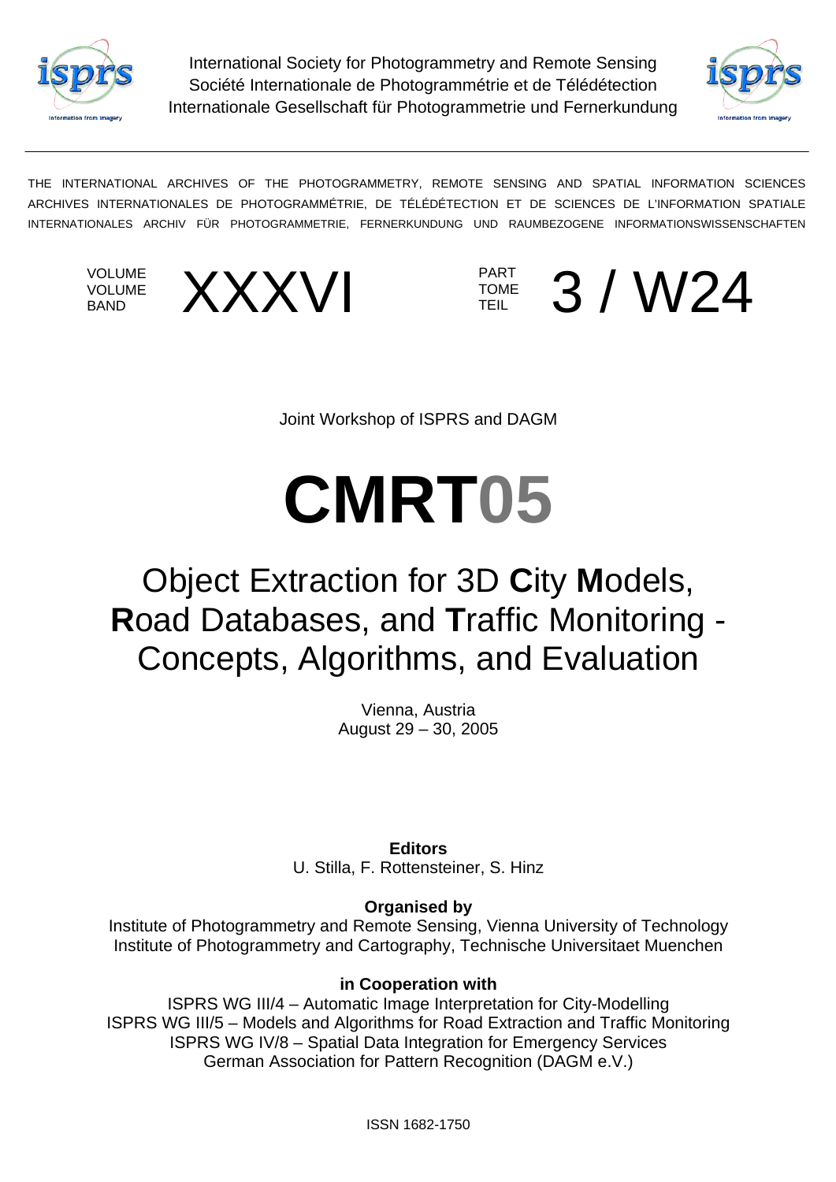International Society for Photogrammetry and Remote Sensing
Société Internationale de Photogrammétrie et de Télédétection
Internationale Gesellschaft für Photogrammetrie und Fernerkundung

THE INTERNATIONAL ARCHIVES OF THE PHOTOGRAMMETRY, REMOTE SENSING AND SPATIAL INFORMATION SCIENCES
ARCHIVES INTERNATIONALES DE PHOTOGRAMMÉTRIE, DE TÉLÉDÉTECTION ET DE SCIENCES DE L'INFORMATION SPATIALE
INTERNATIONALES ARCHIV FÜR PHOTOGRAMMETRIE, FERNERKUNDUNG UND RAUMBEZOGENE INFORMATIONSWISSENSCHAFTEN

VOLUME / VOLUME / BAND **XXXVI** PART / TOME / TEIL **3 / W24**

Joint Workshop of ISPRS and DAGM

# CMRT05

## Object Extraction for 3D **C**ity **M**odels, **R**oad Databases, and **T**raffic Monitoring - Concepts, Algorithms, and Evaluation

Vienna, Austria
August 29 – 30, 2005

**Editors**
U. Stilla, F. Rottensteiner, S. Hinz

**Organised by**
Institute of Photogrammetry and Remote Sensing, Vienna University of Technology
Institute of Photogrammetry and Cartography, Technische Universitaet Muenchen

**in Cooperation with**
ISPRS WG III/4 – Automatic Image Interpretation for City-Modelling
ISPRS WG III/5 – Models and Algorithms for Road Extraction and Traffic Monitoring
ISPRS WG IV/8 – Spatial Data Integration for Emergency Services
German Association for Pattern Recognition (DAGM e.V.)

ISSN 1682-1750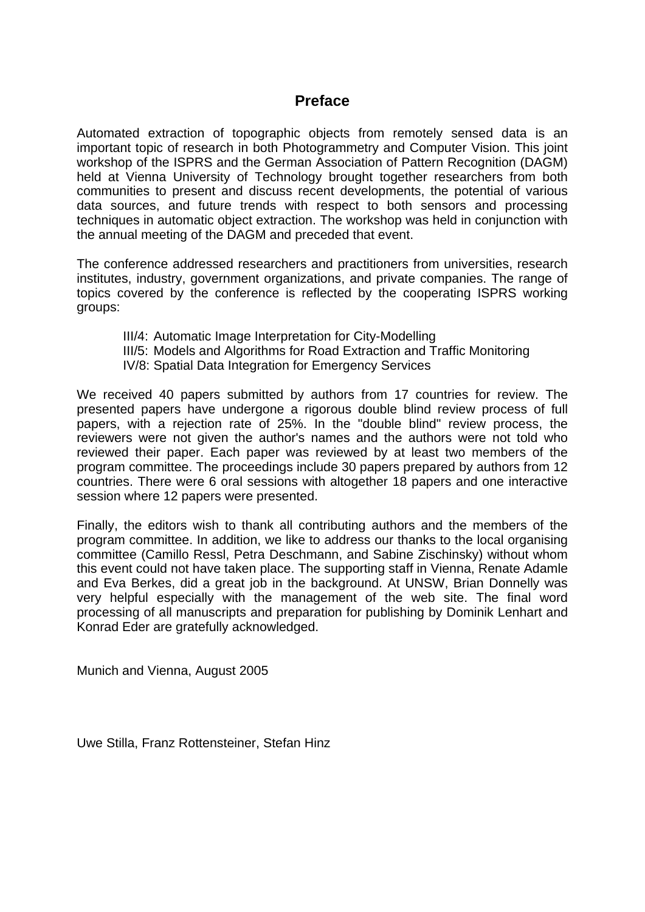# Preface

Automated extraction of topographic objects from remotely sensed data is an important topic of research in both Photogrammetry and Computer Vision. This joint workshop of the ISPRS and the German Association of Pattern Recognition (DAGM) held at Vienna University of Technology brought together researchers from both communities to present and discuss recent developments, the potential of various data sources, and future trends with respect to both sensors and processing techniques in automatic object extraction. The workshop was held in conjunction with the annual meeting of the DAGM and preceded that event.

The conference addressed researchers and practitioners from universities, research institutes, industry, government organizations, and private companies. The range of topics covered by the conference is reflected by the cooperating ISPRS working groups:

- III/4: Automatic Image Interpretation for City-Modelling
- III/5: Models and Algorithms for Road Extraction and Traffic Monitoring
- IV/8: Spatial Data Integration for Emergency Services

We received 40 papers submitted by authors from 17 countries for review. The presented papers have undergone a rigorous double blind review process of full papers, with a rejection rate of 25%. In the "double blind" review process, the reviewers were not given the author's names and the authors were not told who reviewed their paper. Each paper was reviewed by at least two members of the program committee. The proceedings include 30 papers prepared by authors from 12 countries. There were 6 oral sessions with altogether 18 papers and one interactive session where 12 papers were presented.

Finally, the editors wish to thank all contributing authors and the members of the program committee. In addition, we like to address our thanks to the local organising committee (Camillo Ressl, Petra Deschmann, and Sabine Zischinsky) without whom this event could not have taken place. The supporting staff in Vienna, Renate Adamle and Eva Berkes, did a great job in the background. At UNSW, Brian Donnelly was very helpful especially with the management of the web site. The final word processing of all manuscripts and preparation for publishing by Dominik Lenhart and Konrad Eder are gratefully acknowledged.

Munich and Vienna, August 2005

Uwe Stilla, Franz Rottensteiner, Stefan Hinz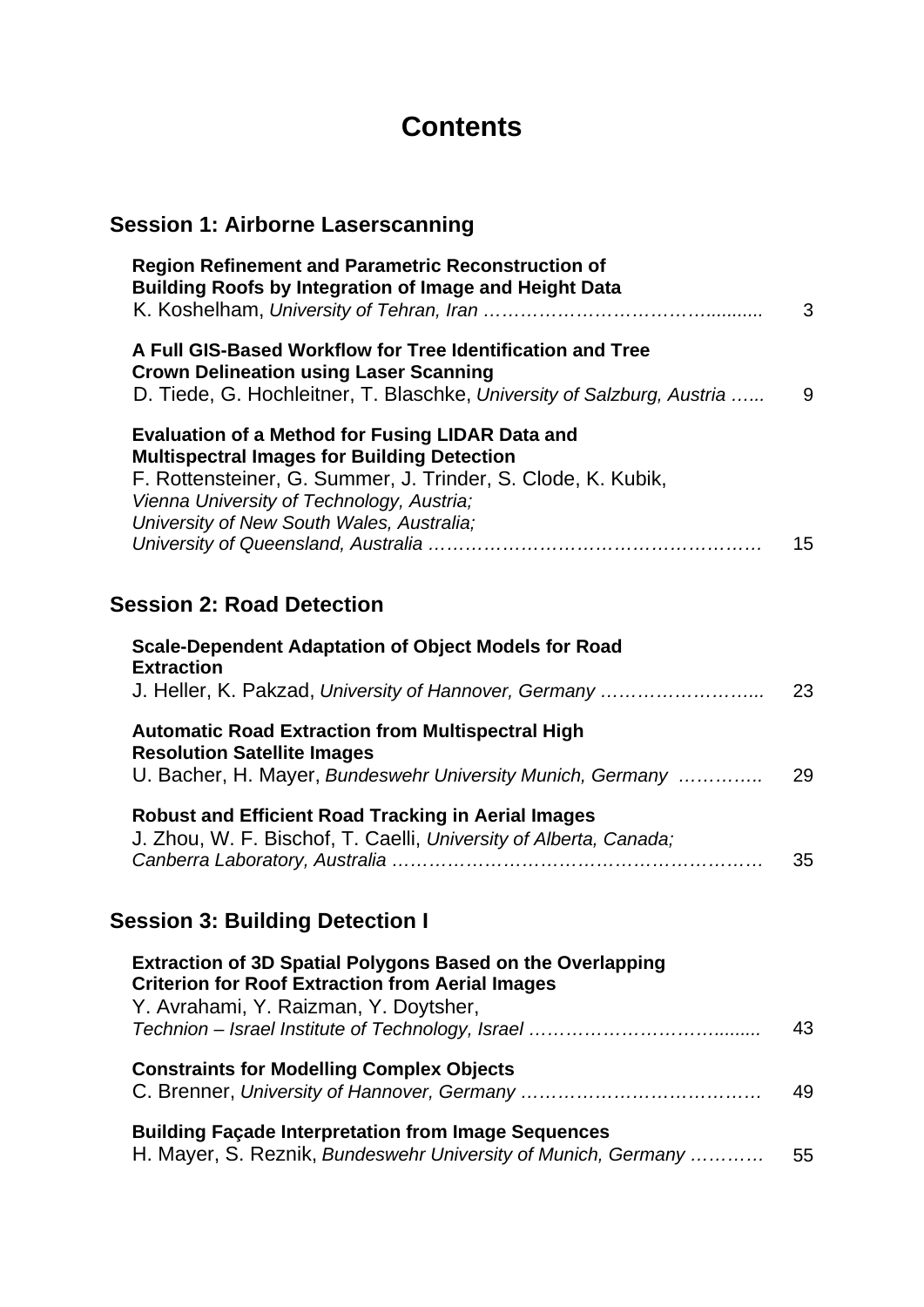# Contents

## Session 1: Airborne Laserscanning

**Region Refinement and Parametric Reconstruction of Building Roofs by Integration of Image and Height Data**
K. Koshelham, *University of Tehran, Iran* ………………………………........... 3

**A Full GIS-Based Workflow for Tree Identification and Tree Crown Delineation using Laser Scanning**
D. Tiede, G. Hochleitner, T. Blaschke, *University of Salzburg, Austria* …... 9

**Evaluation of a Method for Fusing LIDAR Data and Multispectral Images for Building Detection**
F. Rottensteiner, G. Summer, J. Trinder, S. Clode, K. Kubik,
*Vienna University of Technology, Austria;*
*University of New South Wales, Australia;*
*University of Queensland, Australia* ……………………………………………… 15

## Session 2: Road Detection

**Scale-Dependent Adaptation of Object Models for Road Extraction**
J. Heller, K. Pakzad, *University of Hannover, Germany* ……………………..... 23

**Automatic Road Extraction from Multispectral High Resolution Satellite Images**
U. Bacher, H. Mayer, *Bundeswehr University Munich, Germany* …………... 29

**Robust and Efficient Road Tracking in Aerial Images**
J. Zhou, W. F. Bischof, T. Caelli, *University of Alberta, Canada;*
*Canberra Laboratory, Australia* …………………………………………………… 35

## Session 3: Building Detection I

**Extraction of 3D Spatial Polygons Based on the Overlapping Criterion for Roof Extraction from Aerial Images**
Y. Avrahami, Y. Raizman, Y. Doytsher,
*Technion – Israel Institute of Technology, Israel* …………………………......... 43

**Constraints for Modelling Complex Objects**
C. Brenner, *University of Hannover, Germany* ………………………………… 49

**Building Façade Interpretation from Image Sequences**
H. Mayer, S. Reznik, *Bundeswehr University of Munich, Germany* ………… 55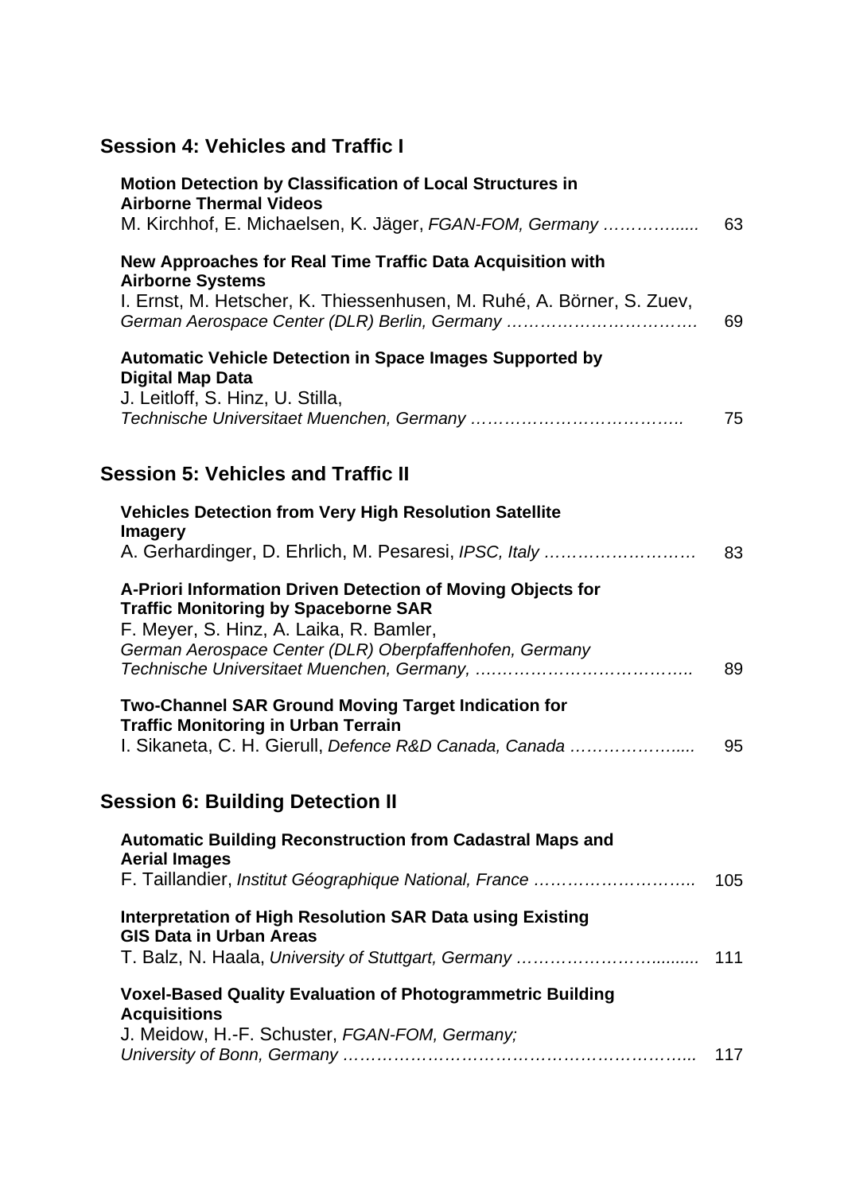## Session 4: Vehicles and Traffic I

**Motion Detection by Classification of Local Structures in Airborne Thermal Videos**
M. Kirchhof, E. Michaelsen, K. Jäger, *FGAN-FOM, Germany* ……………..... 63

**New Approaches for Real Time Traffic Data Acquisition with Airborne Systems**
I. Ernst, M. Hetscher, K. Thiessenhusen, M. Ruhé, A. Börner, S. Zuev,
*German Aerospace Center (DLR) Berlin, Germany* ……………………………. 69

**Automatic Vehicle Detection in Space Images Supported by Digital Map Data**
J. Leitloff, S. Hinz, U. Stilla,
*Technische Universitaet Muenchen, Germany* ……………………………….. 75

## Session 5: Vehicles and Traffic II

**Vehicles Detection from Very High Resolution Satellite Imagery**
A. Gerhardinger, D. Ehrlich, M. Pesaresi, *IPSC, Italy* ……………………… 83

**A-Priori Information Driven Detection of Moving Objects for Traffic Monitoring by Spaceborne SAR**
F. Meyer, S. Hinz, A. Laika, R. Bamler,
*German Aerospace Center (DLR) Oberpfaffenhofen, Germany*
*Technische Universitaet Muenchen, Germany,* ……………………………….. 89

**Two-Channel SAR Ground Moving Target Indication for Traffic Monitoring in Urban Terrain**
I. Sikaneta, C. H. Gierull, *Defence R&D Canada, Canada* ………………..... 95

## Session 6: Building Detection II

**Automatic Building Reconstruction from Cadastral Maps and Aerial Images**
F. Taillandier, *Institut Géographique National, France* ……………………….. 105

**Interpretation of High Resolution SAR Data using Existing GIS Data in Urban Areas**
T. Balz, N. Haala, *University of Stuttgart, Germany* …………………….......... 111

**Voxel-Based Quality Evaluation of Photogrammetric Building Acquisitions**
J. Meidow, H.-F. Schuster, *FGAN-FOM, Germany;*
*University of Bonn, Germany* ……………………………………………………... 117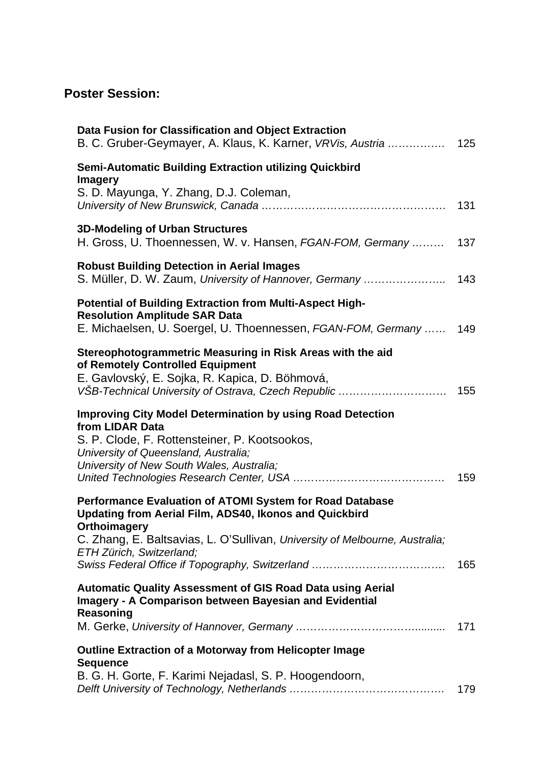## Poster Session:

**Data Fusion for Classification and Object Extraction**
B. C. Gruber-Geymayer, A. Klaus, K. Karner, *VRVis, Austria* ……………. 125

**Semi-Automatic Building Extraction utilizing Quickbird Imagery**
S. D. Mayunga, Y. Zhang, D.J. Coleman,
*University of New Brunswick, Canada* ……………………………………………. 131

**3D-Modeling of Urban Structures**
H. Gross, U. Thoennessen, W. v. Hansen, *FGAN-FOM, Germany* ……… 137

**Robust Building Detection in Aerial Images**
S. Müller, D. W. Zaum, *University of Hannover, Germany* ………………….. 143

**Potential of Building Extraction from Multi-Aspect High-Resolution Amplitude SAR Data**
E. Michaelsen, U. Soergel, U. Thoennessen, *FGAN-FOM, Germany* …… 149

**Stereophotogrammetric Measuring in Risk Areas with the aid of Remotely Controlled Equipment**
E. Gavlovský, E. Sojka, R. Kapica, D. Böhmová,
*VŠB-Technical University of Ostrava, Czech Republic* ………………………… 155

**Improving City Model Determination by using Road Detection from LIDAR Data**
S. P. Clode, F. Rottensteiner, P. Kootsookos,
*University of Queensland, Australia;*
*University of New South Wales, Australia;*
*United Technologies Research Center, USA* ……………………………………. 159

**Performance Evaluation of ATOMI System for Road Database Updating from Aerial Film, ADS40, Ikonos and Quickbird Orthoimagery**
C. Zhang, E. Baltsavias, L. O'Sullivan, *University of Melbourne, Australia;*
*ETH Zürich, Switzerland;*
*Swiss Federal Office if Topography, Switzerland* ………………………………. 165

**Automatic Quality Assessment of GIS Road Data using Aerial Imagery - A Comparison between Bayesian and Evidential Reasoning**
M. Gerke, *University of Hannover, Germany* ……………………………….......... 171

**Outline Extraction of a Motorway from Helicopter Image Sequence**
B. G. H. Gorte, F. Karimi Nejadasl, S. P. Hoogendoorn,
*Delft University of Technology, Netherlands* ……………………………………. 179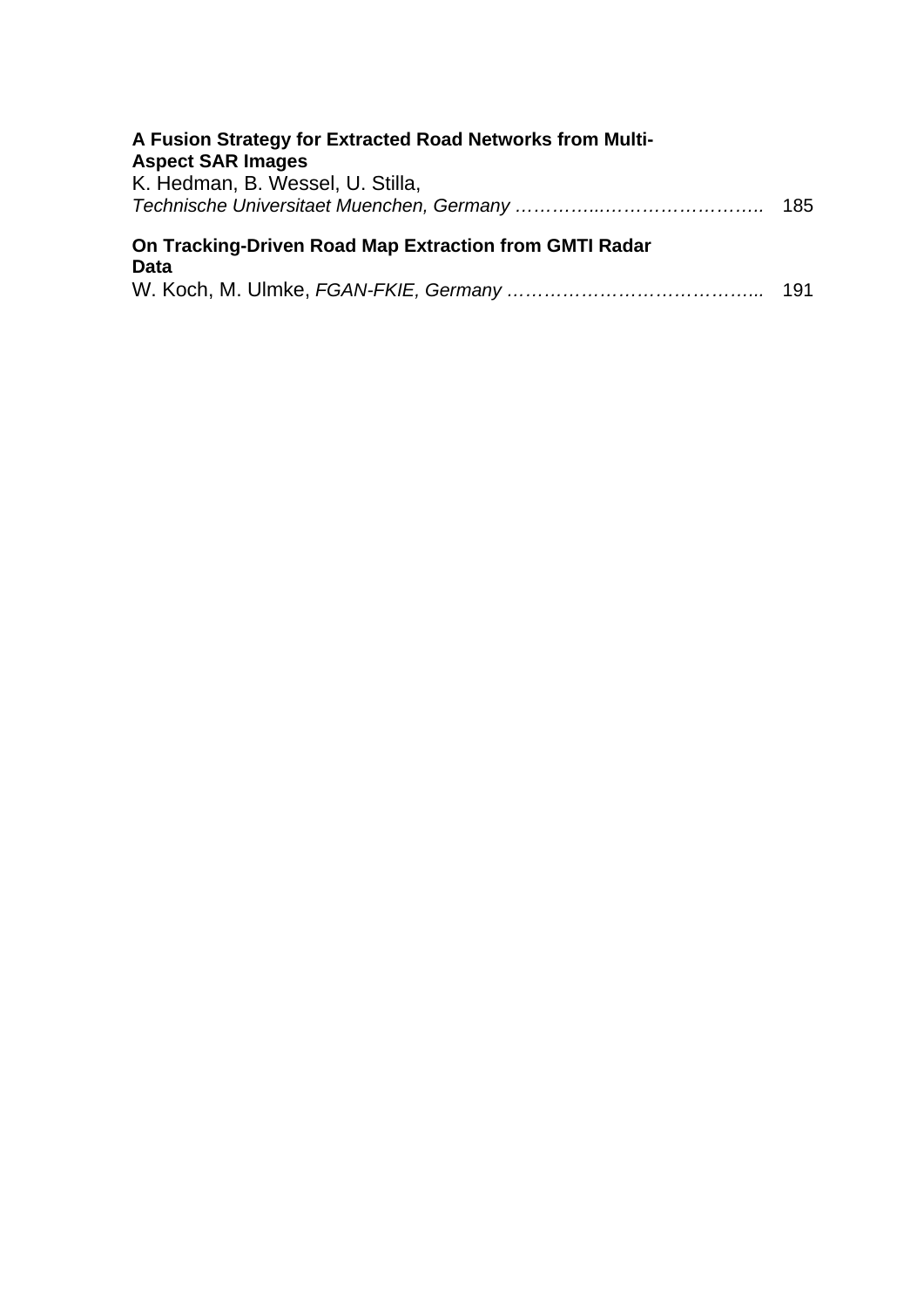**A Fusion Strategy for Extracted Road Networks from Multi-Aspect SAR Images**
K. Hedman, B. Wessel, U. Stilla,
*Technische Universitaet Muenchen, Germany* ………….……………………. 185

**On Tracking-Driven Road Map Extraction from GMTI Radar Data**
W. Koch, M. Ulmke, *FGAN-FKIE, Germany* …………………………………... 191